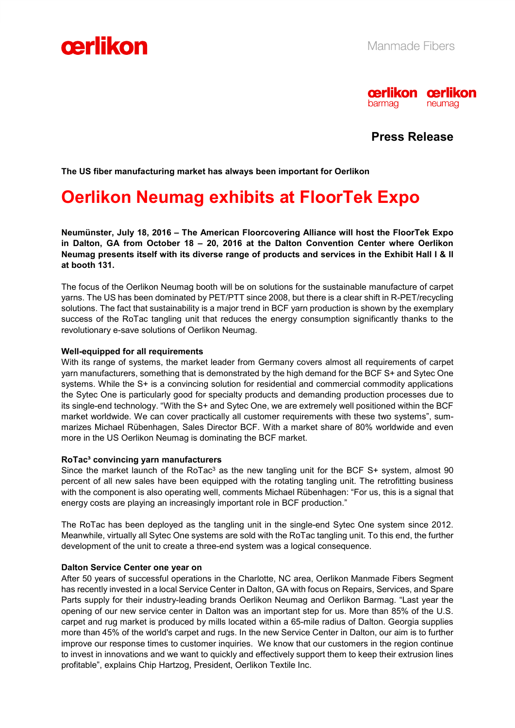Manmade Fibers

**Press Release**

**The US fiber manufacturing market has always been important for Oerlikon**

# Oerlikon Neumag exhibits at FloorTek Expo

**Neumünster, July 18, 2016 – The American Floorcovering Alliance will host the FloorTek Expo in Dalton, GA from October 18 – 20, 2016 at the Dalton Convention Center where Oerlikon Neumag presents itself with its diverse range of products and services in the Exhibit Hall I & II at booth 131.**

The focus of the Oerlikon Neumag booth will be on solutions for the sustainable manufacture of carpet yarns. The US has been dominated by PET/PTT since 2008, but there is a clear shift in R-PET/recycling solutions. The fact that sustainability is a major trend in BCF yarn production is shown by the exemplary success of the RoTac tangling unit that reduces the energy consumption significantly thanks to the revolutionary e-save solutions of Oerlikon Neumag.

**Well-equipped for all requirements**

With its range of systems, the market leader from Germany covers almost all requirements of carpet yarn manufacturers, something that is demonstrated by the high demand for the BCF S+ and Sytec One systems. While the S+ is a convincing solution for residential and commercial commodity applications the Sytec One is particularly good for specialty products and demanding production processes due to its single-end technology. “With the S+ and Sytec One, we are extremely well positioned within the BCF market worldwide. We can cover practically all customer requirements with these two systems”, summarizes Michael Rübenhagen, Sales Director BCF. With a market share of 80% worldwide and even more in the US Oerlikon Neumag is dominating the BCF market.

**RoTac³ convincing yarn manufacturers**

Since the market launch of the RoTac³ as the new tangling unit for the BCF S+ system, almost 90 percent of all new sales have been equipped with the rotating tangling unit. The retrofitting business with the component is also operating well, comments Michael Rübenhagen: “For us, this is a signal that energy costs are playing an increasingly important role in BCF production.”

The RoTac has been deployed as the tangling unit in the single-end Sytec One system since 2012. Meanwhile, virtually all Sytec One systems are sold with the RoTac tangling unit. To this end, the further development of the unit to create a three-end system was a logical consequence.

**Dalton Service Center one year on**

After 50 years of successful operations in the Charlotte, NC area, Oerlikon Manmade Fibers Segment has recently invested in a local Service Center in Dalton, GA with focus on Repairs, Services, and Spare Parts supply for their industry-leading brands Oerlikon Neumag and Oerlikon Barmag. “Last year the opening of our new service center in Dalton was an important step for us. More than 85% of the U.S. carpet and rug market is produced by mills located within a 65-mile radius of Dalton. Georgia supplies more than 45% of the world's carpet and rugs. In the new Service Center in Dalton, our aim is to further improve our response times to customer inquiries. We know that our customers in the region continue to invest in innovations and we want to quickly and effectively support them to keep their extrusion lines profitable”, explains Chip Hartzog, President, Oerlikon Textile Inc.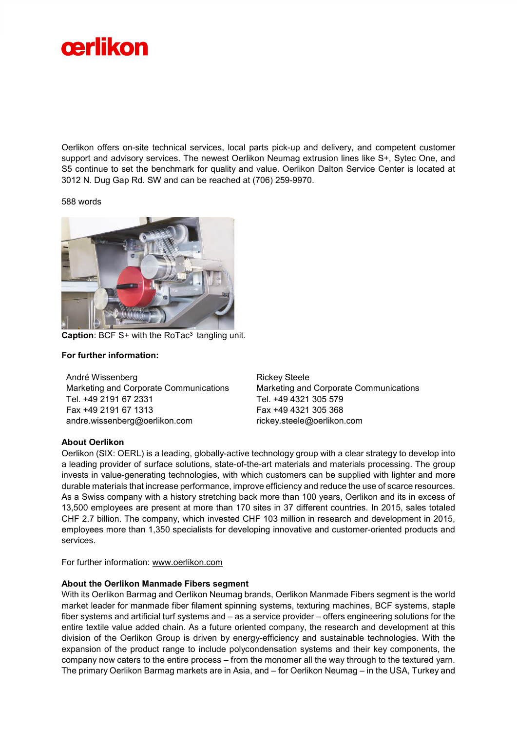Oerlikon offers on-site technical services, local parts pick-up and delivery, and competent customer support and advisory services. The newest Oerlikon Neumag extrusion lines like S+, Sytec One, and S5 continue to set the benchmark for quality and value. Oerlikon Dalton Service Center is located at 3012 N. Dug Gap Rd. SW and can be reached at (706) 259-9970.

588 words

**Caption**: BCF S+ with the RoTac$^3$ tangling unit.

**For further information:**

André Wissenberg
Marketing and Corporate Communications
Tel. +49 2191 67 2331
Fax +49 2191 67 1313
andre.wissenberg@oerlikon.com

Rickey Steele
Marketing and Corporate Communications
Tel. +49 4321 305 579
Fax +49 4321 305 368
rickey.steele@oerlikon.com

**About Oerlikon**

Oerlikon (SIX: OERL) is a leading, globally-active technology group with a clear strategy to develop into a leading provider of surface solutions, state-of-the-art materials and materials processing. The group invests in value-generating technologies, with which customers can be supplied with lighter and more durable materials that increase performance, improve efficiency and reduce the use of scarce resources. As a Swiss company with a history stretching back more than 100 years, Oerlikon and its in excess of 13,500 employees are present at more than 170 sites in 37 different countries. In 2015, sales totaled CHF 2.7 billion. The company, which invested CHF 103 million in research and development in 2015, employees more than 1,350 specialists for developing innovative and customer-oriented products and services.

For further information: www.oerlikon.com

**About the Oerlikon Manmade Fibers segment**

With its Oerlikon Barmag and Oerlikon Neumag brands, Oerlikon Manmade Fibers segment is the world market leader for manmade fiber filament spinning systems, texturing machines, BCF systems, staple fiber systems and artificial turf systems and – as a service provider – offers engineering solutions for the entire textile value added chain. As a future oriented company, the research and development at this division of the Oerlikon Group is driven by energy-efficiency and sustainable technologies. With the expansion of the product range to include polycondensation systems and their key components, the company now caters to the entire process – from the monomer all the way through to the textured yarn. The primary Oerlikon Barmag markets are in Asia, and – for Oerlikon Neumag – in the USA, Turkey and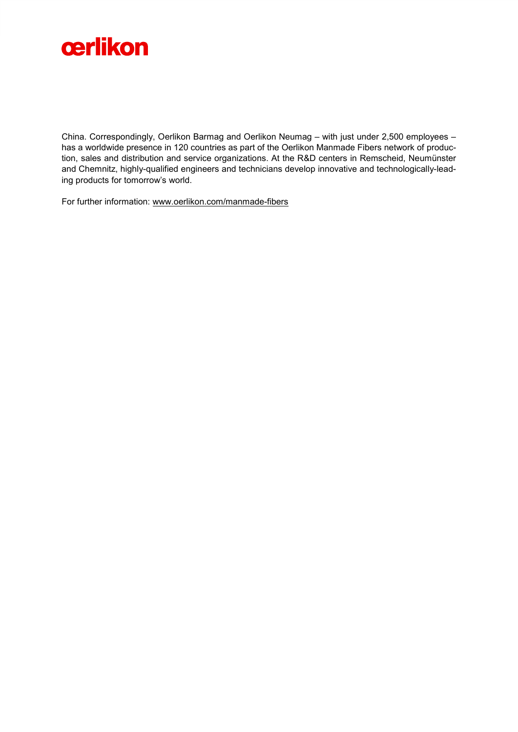China. Correspondingly, Oerlikon Barmag and Oerlikon Neumag – with just under 2,500 employees – has a worldwide presence in 120 countries as part of the Oerlikon Manmade Fibers network of production, sales and distribution and service organizations. At the R&D centers in Remscheid, Neumünster and Chemnitz, highly-qualified engineers and technicians develop innovative and technologically-leading products for tomorrow's world.

For further information: www.oerlikon.com/manmade-fibers